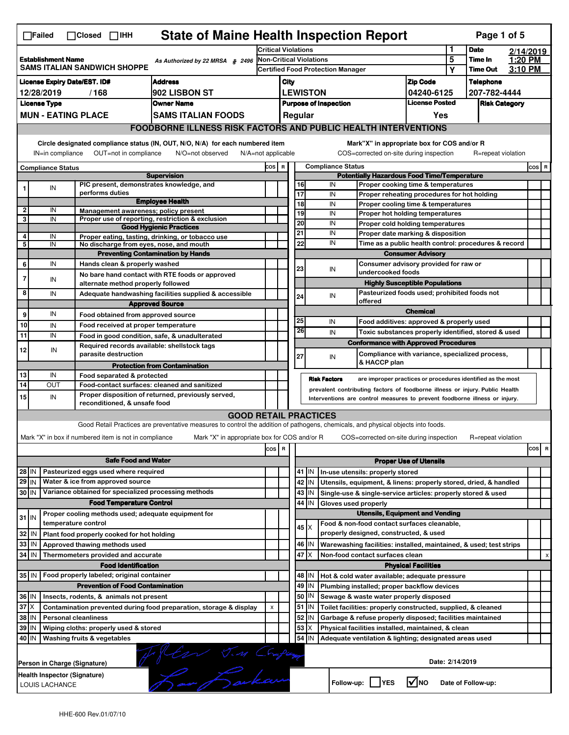☐Failed ☐Closed ☐IHH

# State of Maine Health Inspection Report

| | | | | | |
|---|---|---|---|---|---|
| **Establishment Name** SAMS ITALIAN SANDWICH SHOPPE | *As Authorized by 22 MRSA § 2496* | Critical Violations | 1 | **Date** | 2/14/2019 |
| | | Non-Critical Violations | 5 | **Time In** | 1:20 PM |
| | | Certified Food Protection Manager | Y | **Time Out** | 3:10 PM |

| License Expiry Date/EST. ID# | Address | City | Zip Code | Telephone |
|---|---|---|---|---|
| 12/28/2019 / 168 | 902 LISBON ST | LEWISTON | 04240-6125 | 207-782-4444 |
| **License Type** | **Owner Name** | **Purpose of Inspection** | **License Posted** | **Risk Category** |
| MUN - EATING PLACE | SAMS ITALIAN FOODS | Regular | Yes | |

## FOODBORNE ILLNESS RISK FACTORS AND PUBLIC HEALTH INTERVENTIONS

Circle designated compliance status (IN, OUT, N/O, N/A) for each numbered item — IN=in compliance, OUT=not in compliance, N/O=not observed, N/A=not applicable

Mark "X" in appropriate box for COS and/or R — COS=corrected on-site during inspection, R=repeat violation

| # | Compliance Status | Item | COS | R |
|---|---|---|---|---|
| | | **Supervision** | | |
| 1 | IN | PIC present, demonstrates knowledge, and performs duties | | |
| | | **Employee Health** | | |
| 2 | IN | Management awareness; policy present | | |
| 3 | IN | Proper use of reporting, restriction & exclusion | | |
| | | **Good Hygienic Practices** | | |
| 4 | IN | Proper eating, tasting, drinking, or tobacco use | | |
| 5 | IN | No discharge from eyes, nose, and mouth | | |
| | | **Preventing Contamination by Hands** | | |
| 6 | IN | Hands clean & properly washed | | |
| 7 | IN | No bare hand contact with RTE foods or approved alternate method properly followed | | |
| 8 | IN | Adequate handwashing facilities supplied & accessible | | |
| | | **Approved Source** | | |
| 9 | IN | Food obtained from approved source | | |
| 10 | IN | Food received at proper temperature | | |
| 11 | IN | Food in good condition, safe, & unadulterated | | |
| 12 | IN | Required records available: shellstock tags parasite destruction | | |
| | | **Protection from Contamination** | | |
| 13 | IN | Food separated & protected | | |
| 14 | OUT | Food-contact surfaces: cleaned and sanitized | | |
| 15 | IN | Proper disposition of returned, previously served, reconditioned, & unsafe food | | |
| | | **Potentially Hazardous Food Time/Temperature** | | |
| 16 | IN | Proper cooking time & temperatures | | |
| 17 | IN | Proper reheating procedures for hot holding | | |
| 18 | IN | Proper cooling time & temperatures | | |
| 19 | IN | Proper hot holding temperatures | | |
| 20 | IN | Proper cold holding temperatures | | |
| 21 | IN | Proper date marking & disposition | | |
| 22 | IN | Time as a public health control: procedures & record | | |
| | | **Consumer Advisory** | | |
| 23 | IN | Consumer advisory provided for raw or undercooked foods | | |
| | | **Highly Susceptible Populations** | | |
| 24 | IN | Pasteurized foods used; prohibited foods not offered | | |
| | | **Chemical** | | |
| 25 | IN | Food additives: approved & properly used | | |
| 26 | IN | Toxic substances properly identified, stored & used | | |
| | | **Conformance with Approved Procedures** | | |
| 27 | IN | Compliance with variance, specialized process, & HACCP plan | | |

**Risk Factors** are improper practices or procedures identified as the most prevalent contributing factors of foodborne illness or injury. Public Health Interventions are control measures to prevent foodborne illness or injury.

## GOOD RETAIL PRACTICES

Good Retail Practices are preventative measures to control the addition of pathogens, chemicals, and physical objects into foods.

Mark "X" in box if numbered item is not in compliance — Mark "X" in appropriate box for COS and/or R — COS=corrected on-site during inspection, R=repeat violation

| # | Status | Item | COS | R |
|---|---|---|---|---|
| | | **Safe Food and Water** | | |
| 28 | IN | Pasteurized eggs used where required | | |
| 29 | IN | Water & ice from approved source | | |
| 30 | IN | Variance obtained for specialized processing methods | | |
| | | **Food Temperature Control** | | |
| 31 | IN | Proper cooling methods used; adequate equipment for temperature control | | |
| 32 | IN | Plant food properly cooked for hot holding | | |
| 33 | IN | Approved thawing methods used | | |
| 34 | IN | Thermometers provided and accurate | | |
| | | **Food Identification** | | |
| 35 | IN | Food properly labeled; original container | | |
| | | **Prevention of Food Contamination** | | |
| 36 | IN | Insects, rodents, & animals not present | | |
| 37 | X | Contamination prevented during food preparation, storage & display | x | |
| 38 | IN | Personal cleanliness | | |
| 39 | IN | Wiping cloths: properly used & stored | | |
| 40 | IN | Washing fruits & vegetables | | |
| | | **Proper Use of Utensils** | | |
| 41 | IN | In-use utensils: properly stored | | |
| 42 | IN | Utensils, equipment, & linens: properly stored, dried, & handled | | |
| 43 | IN | Single-use & single-service articles: properly stored & used | | |
| 44 | IN | Gloves used properly | | |
| | | **Utensils, Equipment and Vending** | | |
| 45 | X | Food & non-food contact surfaces cleanable, properly designed, constructed, & used | | |
| 46 | IN | Warewashing facilities: installed, maintained, & used; test strips | | |
| 47 | X | Non-food contact surfaces clean | | x |
| | | **Physical Facilities** | | |
| 48 | IN | Hot & cold water available; adequate pressure | | |
| 49 | IN | Plumbing installed; proper backflow devices | | |
| 50 | IN | Sewage & waste water properly disposed | | |
| 51 | IN | Toilet facilities: properly constructed, supplied, & cleaned | | |
| 52 | IN | Garbage & refuse properly disposed; facilities maintained | | |
| 53 | X | Physical facilities installed, maintained, & clean | | |
| 54 | IN | Adequate ventilation & lighting; designated areas used | | |

Person in Charge (Signature): [signature] — Date: 2/14/2019

Health Inspector (Signature): [signature] LOUIS LACHANCE

Follow-up: ☐ YES ☑ NO — Date of Follow-up:

HHE-600 Rev.01/07/10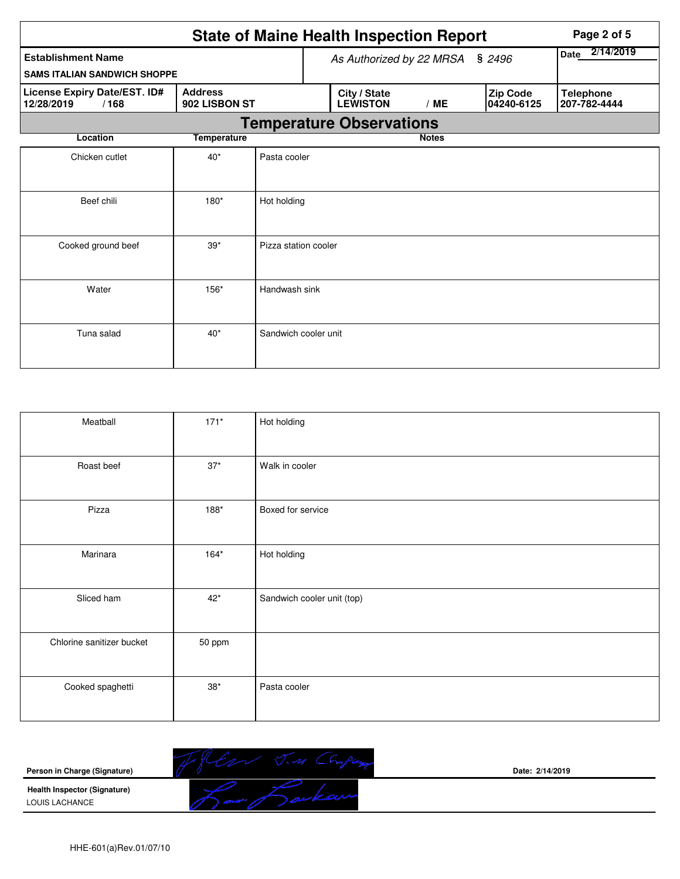# State of Maine Health Inspection Report

| Establishment Name | As Authorized by 22 MRSA § 2496 | | | Date 2/14/2019 |
|---|---|---|---|---|
| SAMS ITALIAN SANDWICH SHOPPE | | | | |
| **License Expiry Date/EST. ID#** 12/28/2019 / 168 | **Address** 902 LISBON ST | **City / State** LEWISTON / ME | **Zip Code** 04240-6125 | **Telephone** 207-782-4444 |

## Temperature Observations

| Location | Temperature | Notes |
|---|---|---|
| Chicken cutlet | 40* | Pasta cooler |
| Beef chili | 180* | Hot holding |
| Cooked ground beef | 39* | Pizza station cooler |
| Water | 156* | Handwash sink |
| Tuna salad | 40* | Sandwich cooler unit |
| Meatball | 171* | Hot holding |
| Roast beef | 37* | Walk in cooler |
| Pizza | 188* | Boxed for service |
| Marinara | 164* | Hot holding |
| Sliced ham | 42* | Sandwich cooler unit (top) |
| Chlorine sanitizer bucket | 50 ppm | |
| Cooked spaghetti | 38* | Pasta cooler |

**Person in Charge (Signature)** Date: 2/14/2019

**Health Inspector (Signature)**
LOUIS LACHANCE

HHE-601(a)Rev.01/07/10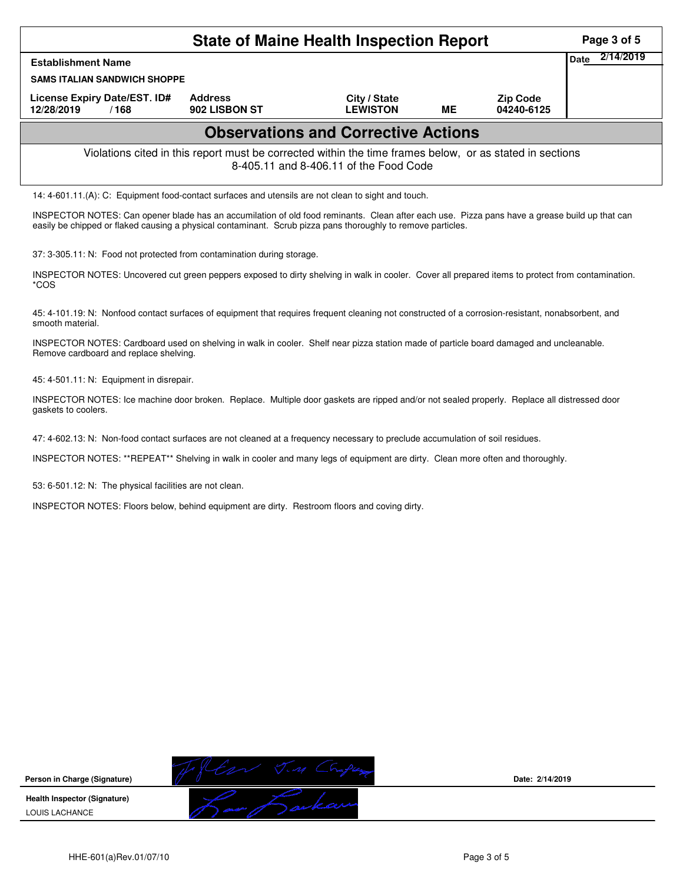# State of Maine Health Inspection Report

| Establishment Name | | | | | Date 2/14/2019 |
|---|---|---|---|---|---|
| SAMS ITALIAN SANDWICH SHOPPE | | | | | |
| License Expiry Date/EST. ID# | Address | City / State | | Zip Code | |
| 12/28/2019 / 168 | 902 LISBON ST | LEWISTON | ME | 04240-6125 | |

## Observations and Corrective Actions

Violations cited in this report must be corrected within the time frames below, or as stated in sections 8-405.11 and 8-406.11 of the Food Code

14: 4-601.11.(A): C: Equipment food-contact surfaces and utensils are not clean to sight and touch.

INSPECTOR NOTES: Can opener blade has an accumilation of old food reminants. Clean after each use. Pizza pans have a grease build up that can easily be chipped or flaked causing a physical contaminant. Scrub pizza pans thoroughly to remove particles.

37: 3-305.11: N: Food not protected from contamination during storage.

INSPECTOR NOTES: Uncovered cut green peppers exposed to dirty shelving in walk in cooler. Cover all prepared items to protect from contamination. *COS

45: 4-101.19: N: Nonfood contact surfaces of equipment that requires frequent cleaning not constructed of a corrosion-resistant, nonabsorbent, and smooth material.

INSPECTOR NOTES: Cardboard used on shelving in walk in cooler. Shelf near pizza station made of particle board damaged and uncleanable. Remove cardboard and replace shelving.

45: 4-501.11: N: Equipment in disrepair.

INSPECTOR NOTES: Ice machine door broken. Replace. Multiple door gaskets are ripped and/or not sealed properly. Replace all distressed door gaskets to coolers.

47: 4-602.13: N: Non-food contact surfaces are not cleaned at a frequency necessary to preclude accumulation of soil residues.

INSPECTOR NOTES: **REPEAT** Shelving in walk in cooler and many legs of equipment are dirty. Clean more often and thoroughly.

53: 6-501.12: N: The physical facilities are not clean.

INSPECTOR NOTES: Floors below, behind equipment are dirty. Restroom floors and coving dirty.

**Person in Charge (Signature)** Date: 2/14/2019

**Health Inspector (Signature)**
LOUIS LACHANCE

HHE-601(a)Rev.01/07/10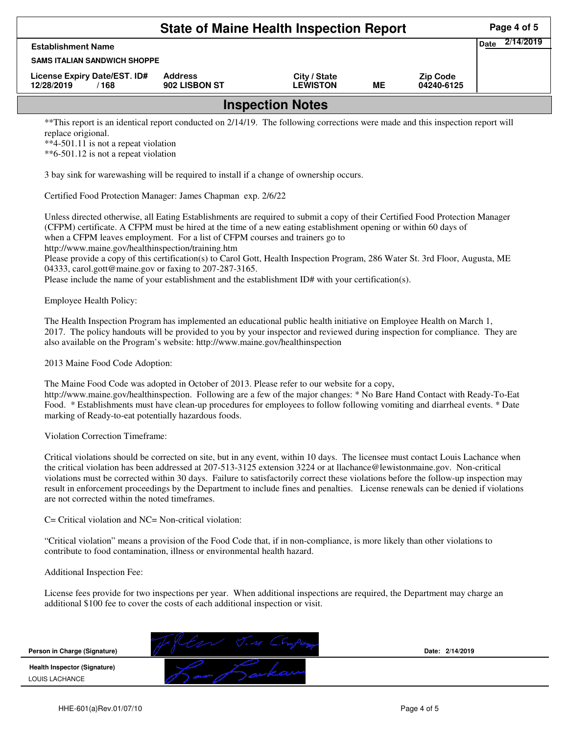# State of Maine Health Inspection Report

| Establishment Name | | | | | Date 2/14/2019 |
|---|---|---|---|---|---|
| SAMS ITALIAN SANDWICH SHOPPE | | | | | |
| License Expiry Date/EST. ID# | Address | City / State | | Zip Code | |
| 12/28/2019 / 168 | 902 LISBON ST | LEWISTON | ME | 04240-6125 | |

## Inspection Notes

**This report is an identical report conducted on 2/14/19. The following corrections were made and this inspection report will replace origional.
**4-501.11 is not a repeat violation
**6-501.12 is not a repeat violation

3 bay sink for warewashing will be required to install if a change of ownership occurs.

Certified Food Protection Manager: James Chapman exp. 2/6/22

Unless directed otherwise, all Eating Establishments are required to submit a copy of their Certified Food Protection Manager (CFPM) certificate. A CFPM must be hired at the time of a new eating establishment opening or within 60 days of when a CFPM leaves employment. For a list of CFPM courses and trainers go to http://www.maine.gov/healthinspection/training.htm
Please provide a copy of this certification(s) to Carol Gott, Health Inspection Program, 286 Water St. 3rd Floor, Augusta, ME 04333, carol.gott@maine.gov or faxing to 207-287-3165.
Please include the name of your establishment and the establishment ID# with your certification(s).

Employee Health Policy:

The Health Inspection Program has implemented an educational public health initiative on Employee Health on March 1, 2017. The policy handouts will be provided to you by your inspector and reviewed during inspection for compliance. They are also available on the Program's website: http://www.maine.gov/healthinspection

2013 Maine Food Code Adoption:

The Maine Food Code was adopted in October of 2013. Please refer to our website for a copy, http://www.maine.gov/healthinspection. Following are a few of the major changes: * No Bare Hand Contact with Ready-To-Eat Food. * Establishments must have clean-up procedures for employees to follow following vomiting and diarrheal events. * Date marking of Ready-to-eat potentially hazardous foods.

Violation Correction Timeframe:

Critical violations should be corrected on site, but in any event, within 10 days. The licensee must contact Louis Lachance when the critical violation has been addressed at 207-513-3125 extension 3224 or at llachance@lewistonmaine.gov. Non-critical violations must be corrected within 30 days. Failure to satisfactorily correct these violations before the follow-up inspection may result in enforcement proceedings by the Department to include fines and penalties. License renewals can be denied if violations are not corrected within the noted timeframes.

C= Critical violation and NC= Non-critical violation:

"Critical violation" means a provision of the Food Code that, if in non-compliance, is more likely than other violations to contribute to food contamination, illness or environmental health hazard.

Additional Inspection Fee:

License fees provide for two inspections per year. When additional inspections are required, the Department may charge an additional $100 fee to cover the costs of each additional inspection or visit.

| | | |
|---|---|---|
| Person in Charge (Signature) | [signature] | Date: 2/14/2019 |
| Health Inspector (Signature) LOUIS LACHANCE | [signature] | |

HHE-601(a)Rev.01/07/10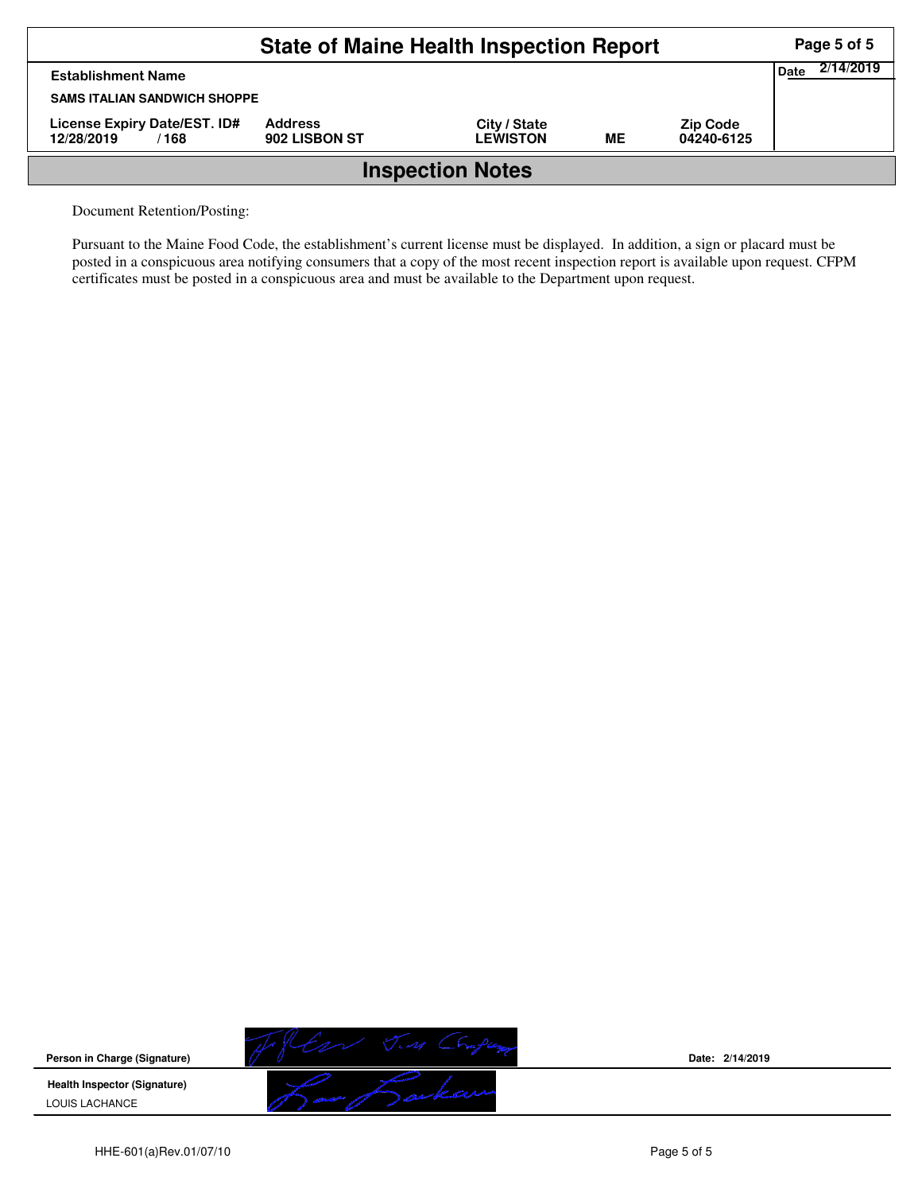# State of Maine Health Inspection Report

| | | | | | |
|---|---|---|---|---|---|
| **Establishment Name** | | | | | **Date** 2/14/2019 |
| **SAMS ITALIAN SANDWICH SHOPPE** | | | | | |
| **License Expiry Date/EST. ID#** 12/28/2019 / 168 | **Address** 902 LISBON ST | **City / State** LEWISTON | ME | **Zip Code** 04240-6125 | |

## Inspection Notes

Document Retention/Posting:

Pursuant to the Maine Food Code, the establishment's current license must be displayed. In addition, a sign or placard must be posted in a conspicuous area notifying consumers that a copy of the most recent inspection report is available upon request. CFPM certificates must be posted in a conspicuous area and must be available to the Department upon request.

**Person in Charge (Signature)** — Date: 2/14/2019

**Health Inspector (Signature)**
LOUIS LACHANCE

HHE-601(a)Rev.01/07/10